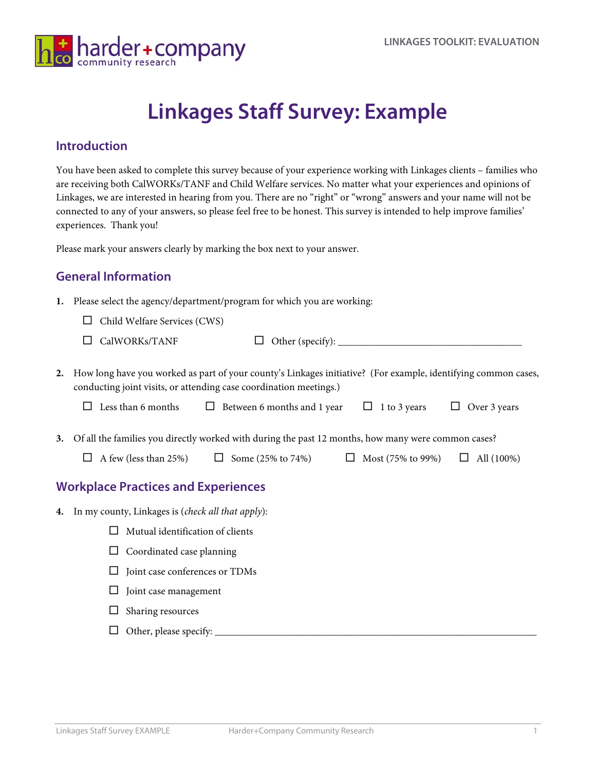# Linkages Staff Survey: Example

## Introduction

You have been asked to complete this survey because of your experience working with Linkages clients – families who are receiving both CalWORKs/TANF and Child Welfare services. No matter what your experiences and opinions of Linkages, we are interested in hearing from you. There are no "right" or "wrong" answers and your name will not be connected to any of your answers, so please feel free to be honest. This survey is intended to help improve families' experiences. Thank you!

Please mark your answers clearly by marking the box next to your answer.

## General Information

**1.** Please select the agency/department/program for which you are working:

☐ Child Welfare Services (CWS)

☐ CalWORKs/TANF ☐ Other (specify): ___________________________________

**2.** How long have you worked as part of your county's Linkages initiative? (For example, identifying common cases, conducting joint visits, or attending case coordination meetings.)

☐ Less than 6 months ☐ Between 6 months and 1 year ☐ 1 to 3 years ☐ Over 3 years

**3.** Of all the families you directly worked with during the past 12 months, how many were common cases?

☐ A few (less than 25%) ☐ Some (25% to 74%) ☐ Most (75% to 99%) ☐ All (100%)

## Workplace Practices and Experiences

**4.** In my county, Linkages is (*check all that apply*):

☐ Mutual identification of clients

☐ Coordinated case planning

☐ Joint case conferences or TDMs

☐ Joint case management

☐ Sharing resources

☐ Other, please specify: ______________________________________________________________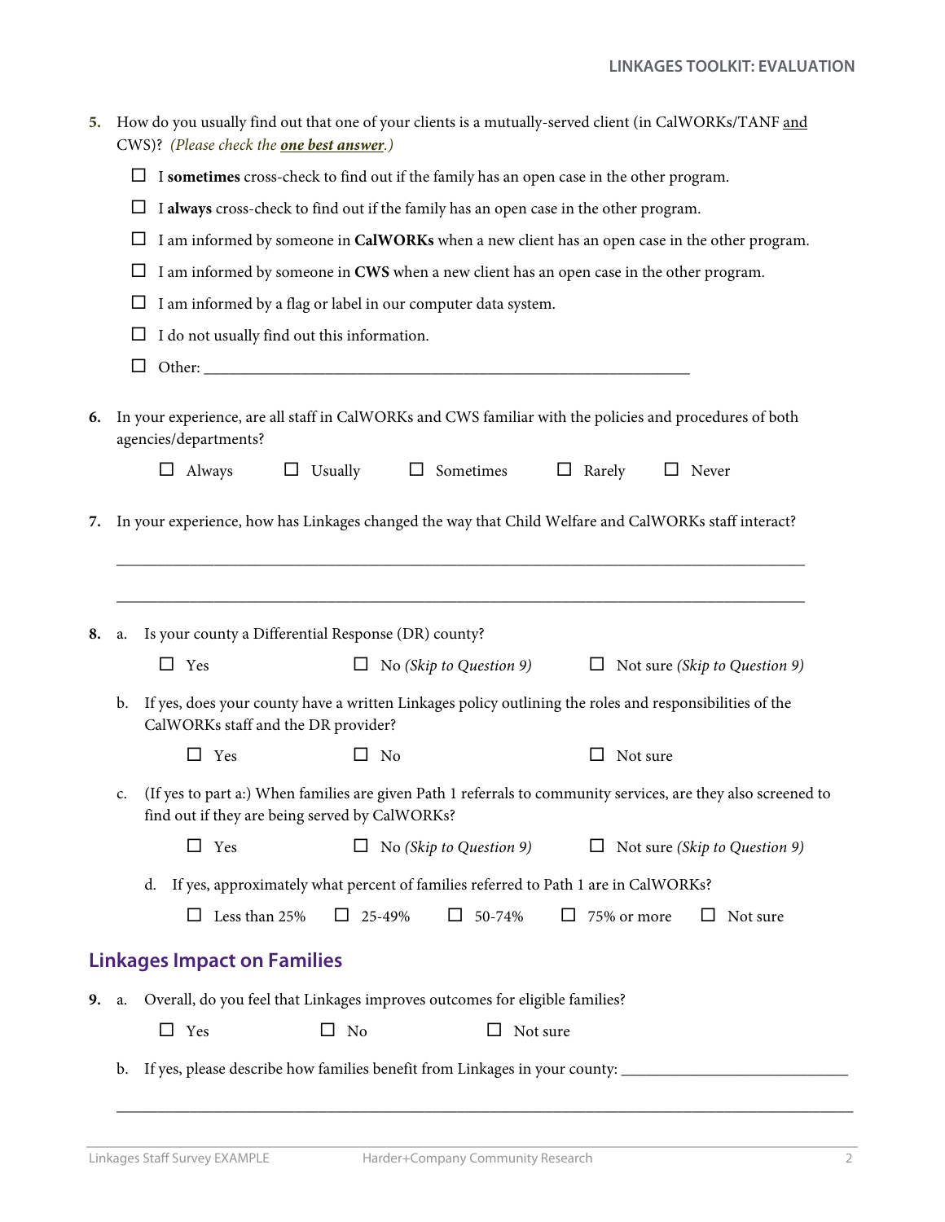**5.** How do you usually find out that one of your clients is a mutually-served client (in CalWORKs/TANF and CWS)? *(Please check the* ***one best answer****.)*

- ☐ I **sometimes** cross-check to find out if the family has an open case in the other program.
- ☐ I **always** cross-check to find out if the family has an open case in the other program.
- ☐ I am informed by someone in **CalWORKs** when a new client has an open case in the other program.
- ☐ I am informed by someone in **CWS** when a new client has an open case in the other program.
- ☐ I am informed by a flag or label in our computer data system.
- ☐ I do not usually find out this information.
- ☐ Other: ______________________________________________

**6.** In your experience, are all staff in CalWORKs and CWS familiar with the policies and procedures of both agencies/departments?

☐ Always ☐ Usually ☐ Sometimes ☐ Rarely ☐ Never

**7.** In your experience, how has Linkages changed the way that Child Welfare and CalWORKs staff interact?

______________________________________________________________________

______________________________________________________________________

**8.** a. Is your county a Differential Response (DR) county?

☐ Yes ☐ No *(Skip to Question 9)* ☐ Not sure *(Skip to Question 9)*

b. If yes, does your county have a written Linkages policy outlining the roles and responsibilities of the CalWORKs staff and the DR provider?

☐ Yes ☐ No ☐ Not sure

c. (If yes to part a:) When families are given Path 1 referrals to community services, are they also screened to find out if they are being served by CalWORKs?

☐ Yes ☐ No *(Skip to Question 9)* ☐ Not sure *(Skip to Question 9)*

d. If yes, approximately what percent of families referred to Path 1 are in CalWORKs?

☐ Less than 25% ☐ 25-49% ☐ 50-74% ☐ 75% or more ☐ Not sure

## Linkages Impact on Families

**9.** a. Overall, do you feel that Linkages improves outcomes for eligible families?

☐ Yes ☐ No ☐ Not sure

b. If yes, please describe how families benefit from Linkages in your county: ____________________________

______________________________________________________________________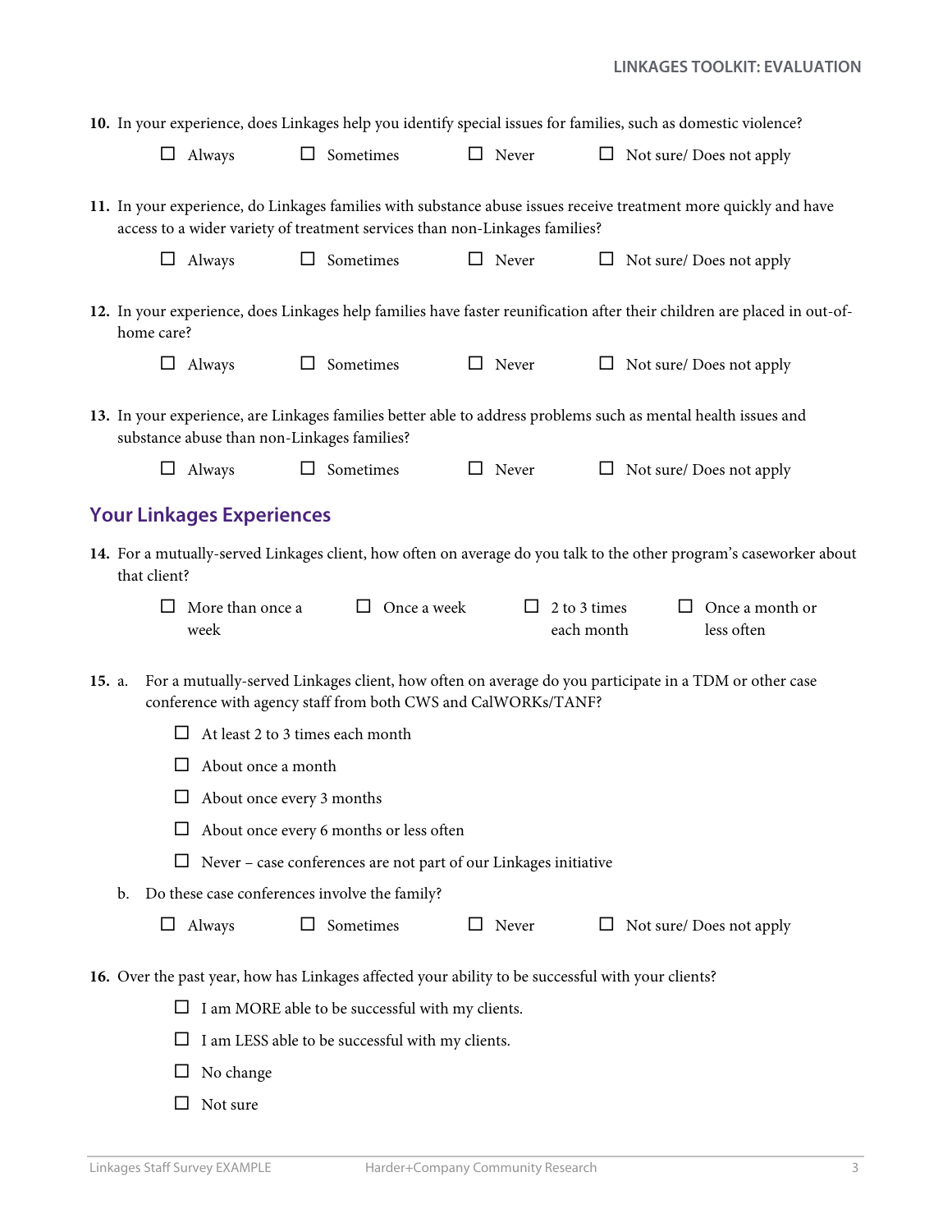**10.** In your experience, does Linkages help you identify special issues for families, such as domestic violence?

☐ Always ☐ Sometimes ☐ Never ☐ Not sure/ Does not apply

**11.** In your experience, do Linkages families with substance abuse issues receive treatment more quickly and have access to a wider variety of treatment services than non-Linkages families?

☐ Always ☐ Sometimes ☐ Never ☐ Not sure/ Does not apply

**12.** In your experience, does Linkages help families have faster reunification after their children are placed in out-of-home care?

☐ Always ☐ Sometimes ☐ Never ☐ Not sure/ Does not apply

**13.** In your experience, are Linkages families better able to address problems such as mental health issues and substance abuse than non-Linkages families?

☐ Always ☐ Sometimes ☐ Never ☐ Not sure/ Does not apply

## Your Linkages Experiences

**14.** For a mutually-served Linkages client, how often on average do you talk to the other program's caseworker about that client?

☐ More than once a week ☐ Once a week ☐ 2 to 3 times each month ☐ Once a month or less often

**15.** a. For a mutually-served Linkages client, how often on average do you participate in a TDM or other case conference with agency staff from both CWS and CalWORKs/TANF?

- ☐ At least 2 to 3 times each month
- ☐ About once a month
- ☐ About once every 3 months
- ☐ About once every 6 months or less often
- ☐ Never – case conferences are not part of our Linkages initiative

b. Do these case conferences involve the family?

☐ Always ☐ Sometimes ☐ Never ☐ Not sure/ Does not apply

**16.** Over the past year, how has Linkages affected your ability to be successful with your clients?

- ☐ I am MORE able to be successful with my clients.
- ☐ I am LESS able to be successful with my clients.
- ☐ No change
- ☐ Not sure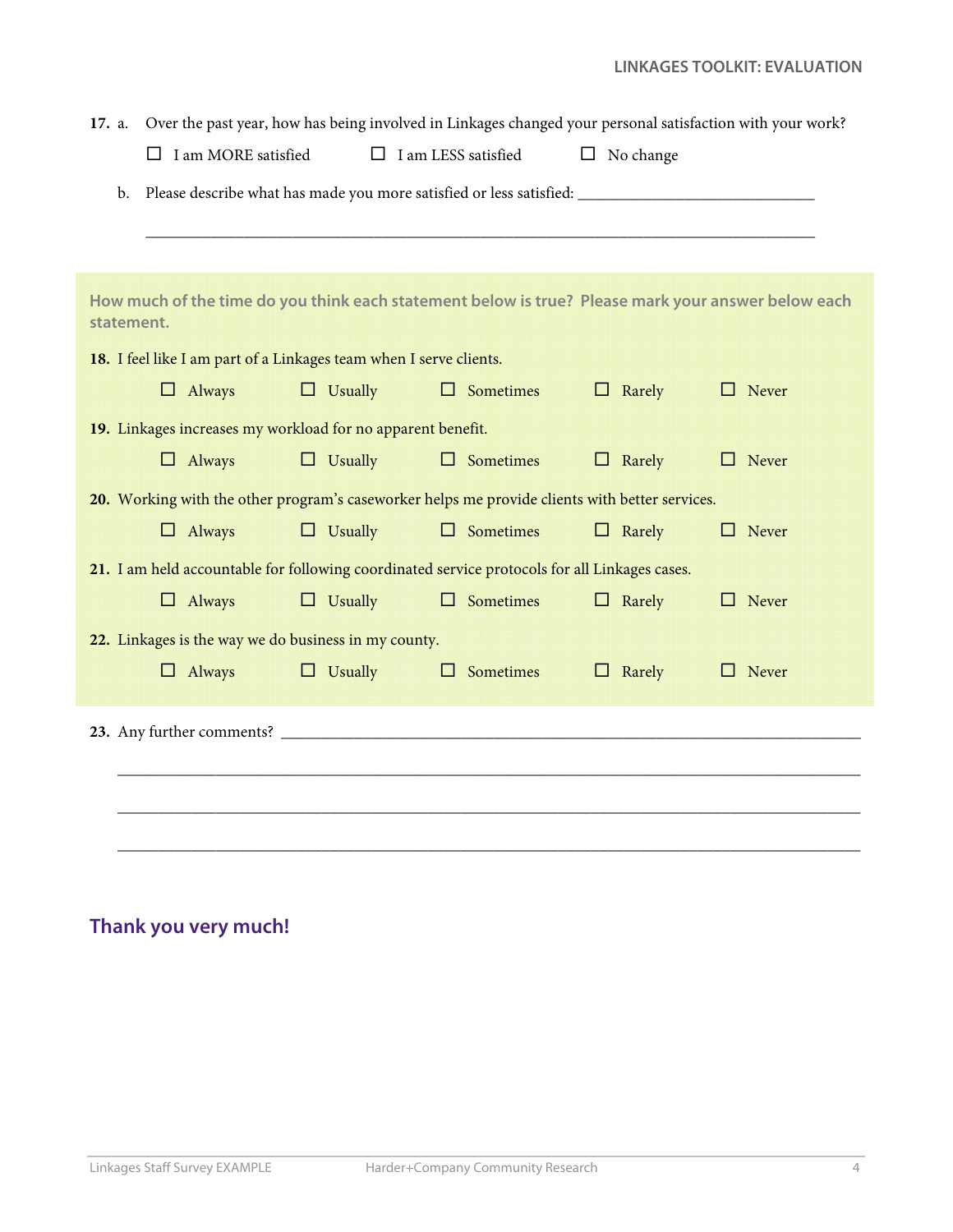**17.** a. Over the past year, how has being involved in Linkages changed your personal satisfaction with your work?

☐ I am MORE satisfied ☐ I am LESS satisfied ☐ No change

b. Please describe what has made you more satisfied or less satisfied: ______________________________

______________________________________________________________________________

**How much of the time do you think each statement below is true? Please mark your answer below each statement.**

**18.** I feel like I am part of a Linkages team when I serve clients.

☐ Always ☐ Usually ☐ Sometimes ☐ Rarely ☐ Never

**19.** Linkages increases my workload for no apparent benefit.

☐ Always ☐ Usually ☐ Sometimes ☐ Rarely ☐ Never

**20.** Working with the other program's caseworker helps me provide clients with better services.

☐ Always ☐ Usually ☐ Sometimes ☐ Rarely ☐ Never

**21.** I am held accountable for following coordinated service protocols for all Linkages cases.

☐ Always ☐ Usually ☐ Sometimes ☐ Rarely ☐ Never

**22.** Linkages is the way we do business in my county.

☐ Always ☐ Usually ☐ Sometimes ☐ Rarely ☐ Never

**23.** Any further comments? ______________________________________________________________

______________________________________________________________________________

______________________________________________________________________________

______________________________________________________________________________

## Thank you very much!